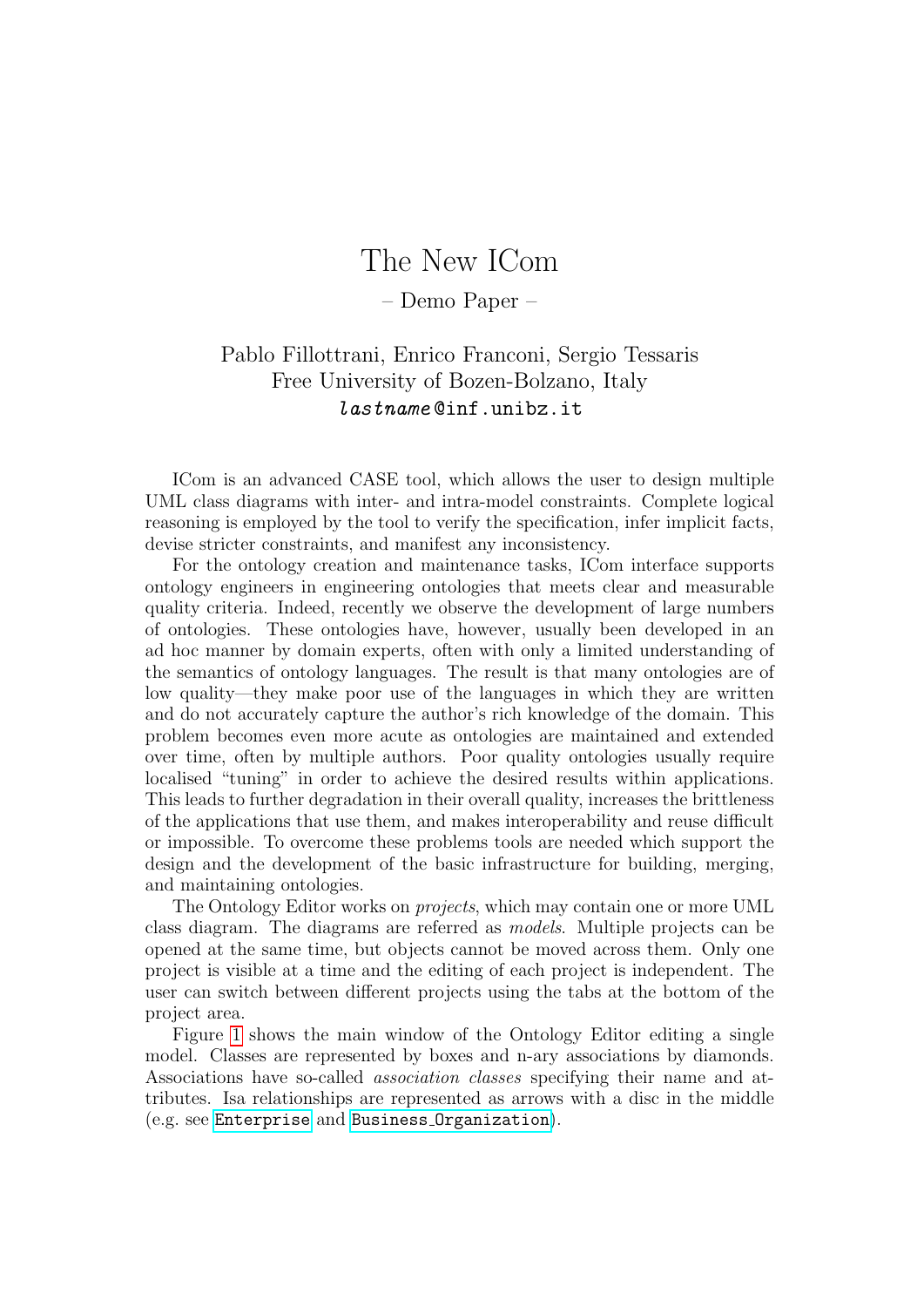# The New ICom

– Demo Paper –

Pablo Fillottrani, Enrico Franconi, Sergio Tessaris
Free University of Bozen-Bolzano, Italy
*lastname*@inf.unibz.it

ICom is an advanced CASE tool, which allows the user to design multiple UML class diagrams with inter- and intra-model constraints. Complete logical reasoning is employed by the tool to verify the specification, infer implicit facts, devise stricter constraints, and manifest any inconsistency.

For the ontology creation and maintenance tasks, ICom interface supports ontology engineers in engineering ontologies that meets clear and measurable quality criteria. Indeed, recently we observe the development of large numbers of ontologies. These ontologies have, however, usually been developed in an ad hoc manner by domain experts, often with only a limited understanding of the semantics of ontology languages. The result is that many ontologies are of low quality—they make poor use of the languages in which they are written and do not accurately capture the author's rich knowledge of the domain. This problem becomes even more acute as ontologies are maintained and extended over time, often by multiple authors. Poor quality ontologies usually require localised "tuning" in order to achieve the desired results within applications. This leads to further degradation in their overall quality, increases the brittleness of the applications that use them, and makes interoperability and reuse difficult or impossible. To overcome these problems tools are needed which support the design and the development of the basic infrastructure for building, merging, and maintaining ontologies.

The Ontology Editor works on *projects*, which may contain one or more UML class diagram. The diagrams are referred as *models*. Multiple projects can be opened at the same time, but objects cannot be moved across them. Only one project is visible at a time and the editing of each project is independent. The user can switch between different projects using the tabs at the bottom of the project area.

Figure 1 shows the main window of the Ontology Editor editing a single model. Classes are represented by boxes and n-ary associations by diamonds. Associations have so-called *association classes* specifying their name and attributes. Isa relationships are represented as arrows with a disc in the middle (e.g. see `Enterprise` and `Business_Organization`).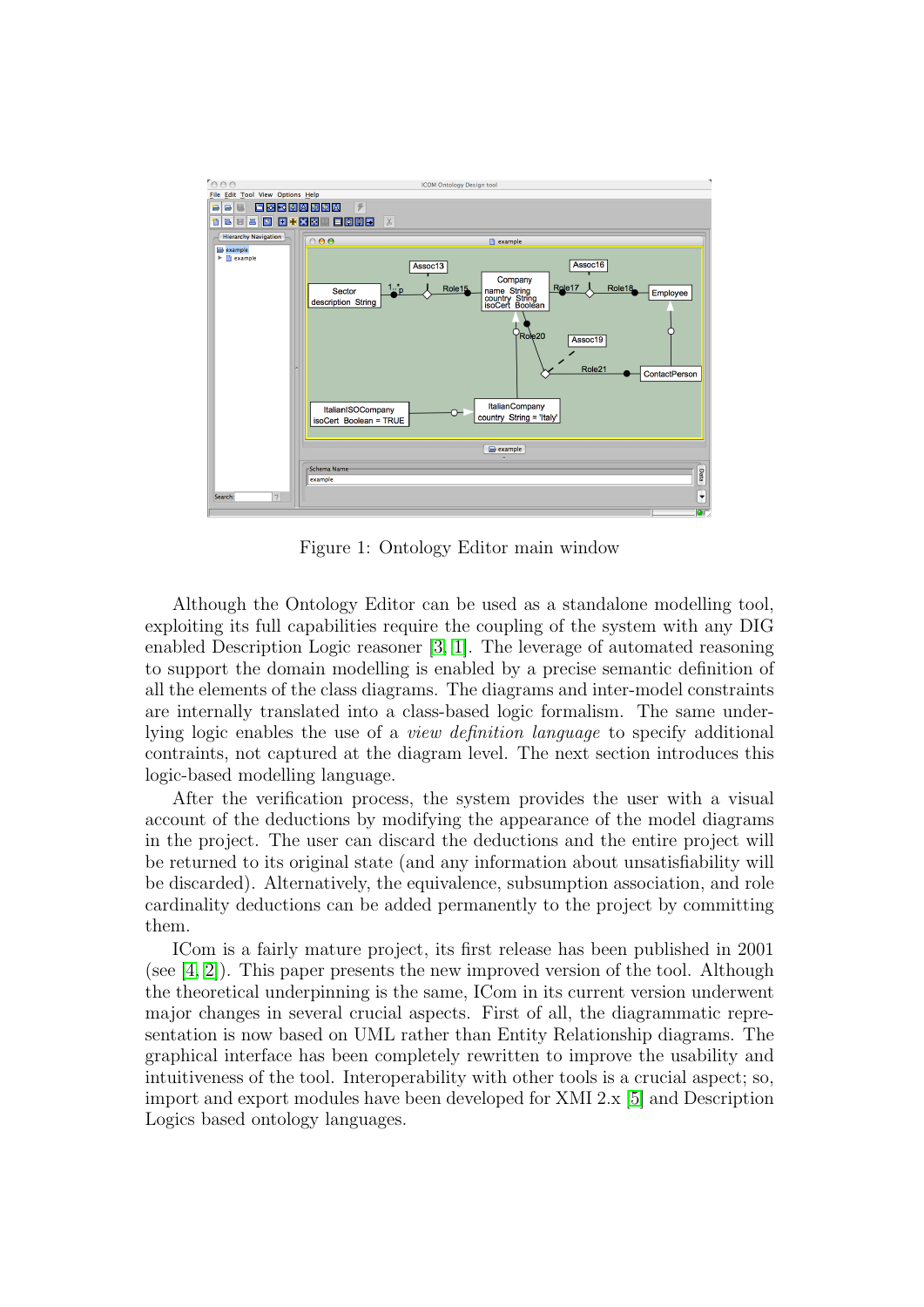Figure 1: Ontology Editor main window

Although the Ontology Editor can be used as a standalone modelling tool, exploiting its full capabilities require the coupling of the system with any DIG enabled Description Logic reasoner [3, 1]. The leverage of automated reasoning to support the domain modelling is enabled by a precise semantic definition of all the elements of the class diagrams. The diagrams and inter-model constraints are internally translated into a class-based logic formalism. The same underlying logic enables the use of a *view definition language* to specify additional contraints, not captured at the diagram level. The next section introduces this logic-based modelling language.

After the verification process, the system provides the user with a visual account of the deductions by modifying the appearance of the model diagrams in the project. The user can discard the deductions and the entire project will be returned to its original state (and any information about unsatisfiability will be discarded). Alternatively, the equivalence, subsumption association, and role cardinality deductions can be added permanently to the project by committing them.

ICom is a fairly mature project, its first release has been published in 2001 (see [4, 2]). This paper presents the new improved version of the tool. Although the theoretical underpinning is the same, ICom in its current version underwent major changes in several crucial aspects. First of all, the diagrammatic representation is now based on UML rather than Entity Relationship diagrams. The graphical interface has been completely rewritten to improve the usability and intuitiveness of the tool. Interoperability with other tools is a crucial aspect; so, import and export modules have been developed for XMI 2.x [5] and Description Logics based ontology languages.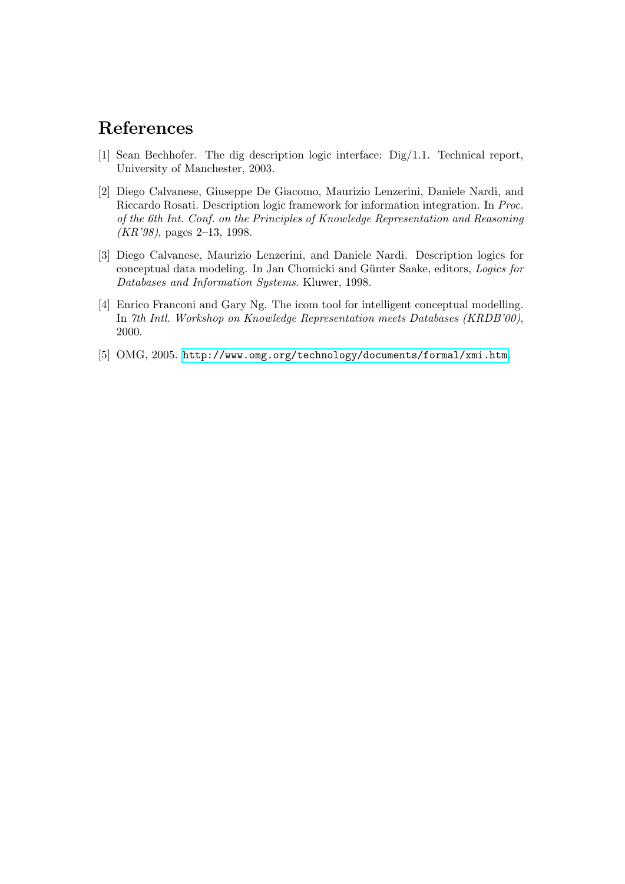## References

[1] Sean Bechhofer. The dig description logic interface: Dig/1.1. Technical report, University of Manchester, 2003.

[2] Diego Calvanese, Giuseppe De Giacomo, Maurizio Lenzerini, Daniele Nardi, and Riccardo Rosati. Description logic framework for information integration. In *Proc. of the 6th Int. Conf. on the Principles of Knowledge Representation and Reasoning (KR'98)*, pages 2–13, 1998.

[3] Diego Calvanese, Maurizio Lenzerini, and Daniele Nardi. Description logics for conceptual data modeling. In Jan Chomicki and Günter Saake, editors, *Logics for Databases and Information Systems*. Kluwer, 1998.

[4] Enrico Franconi and Gary Ng. The icom tool for intelligent conceptual modelling. In *7th Intl. Workshop on Knowledge Representation meets Databases (KRDB'00)*, 2000.

[5] OMG, 2005. http://www.omg.org/technology/documents/formal/xmi.htm.